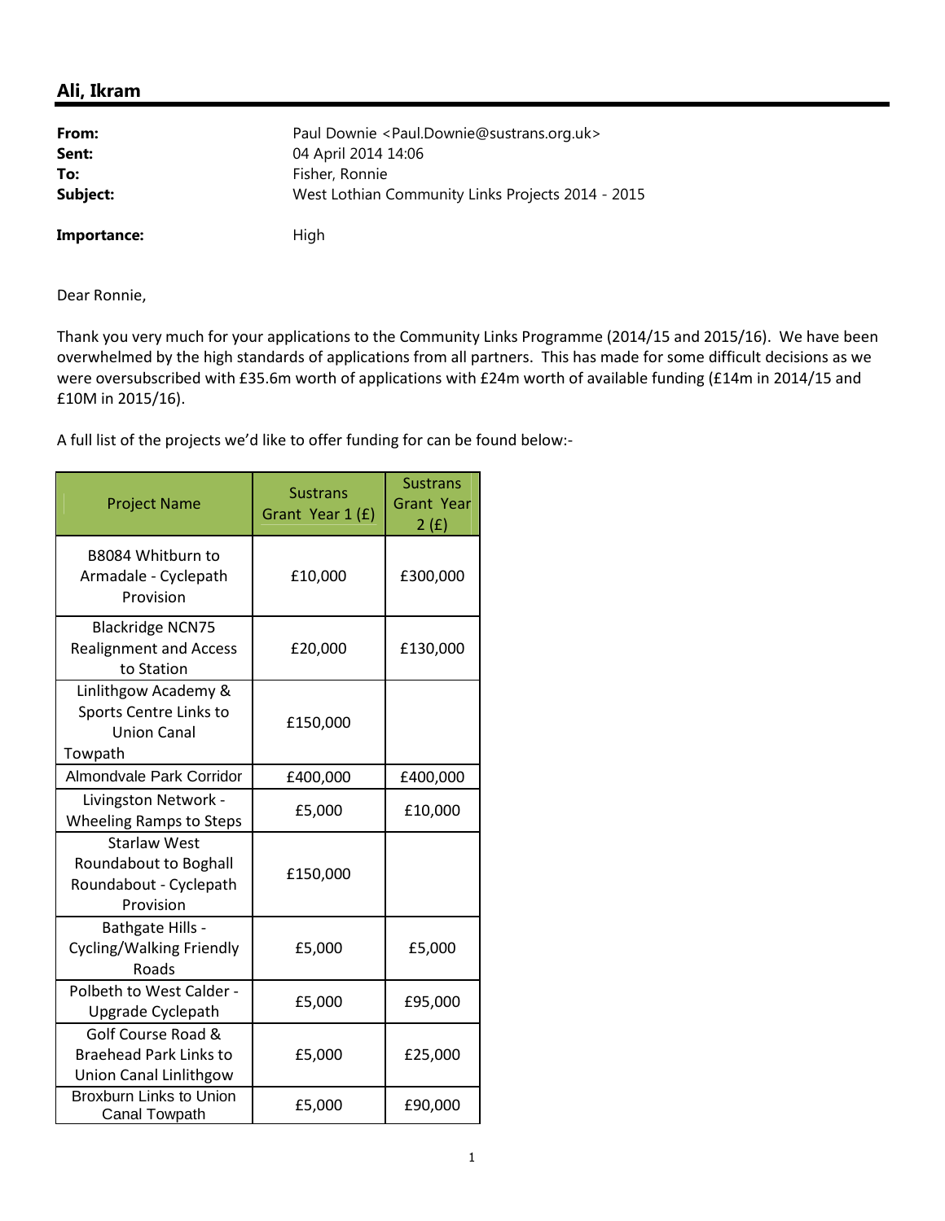## Ali, Ikram

**From:** Paul Downie <Paul.Downie@sustrans.org.uk>
**Sent:** 04 April 2014 14:06
**To:** Fisher, Ronnie
**Subject:** West Lothian Community Links Projects 2014 - 2015

**Importance:** High

Dear Ronnie,

Thank you very much for your applications to the Community Links Programme (2014/15 and 2015/16). We have been overwhelmed by the high standards of applications from all partners. This has made for some difficult decisions as we were oversubscribed with £35.6m worth of applications with £24m worth of available funding (£14m in 2014/15 and £10M in 2015/16).

A full list of the projects we'd like to offer funding for can be found below:-

| Project Name | Sustrans Grant Year 1 (£) | Sustrans Grant Year 2 (£) |
|---|---|---|
| B8084 Whitburn to Armadale - Cyclepath Provision | £10,000 | £300,000 |
| Blackridge NCN75 Realignment and Access to Station | £20,000 | £130,000 |
| Linlithgow Academy & Sports Centre Links to Union Canal Towpath | £150,000 | |
| Almondvale Park Corridor | £400,000 | £400,000 |
| Livingston Network - Wheeling Ramps to Steps | £5,000 | £10,000 |
| Starlaw West Roundabout to Boghall Roundabout - Cyclepath Provision | £150,000 | |
| Bathgate Hills - Cycling/Walking Friendly Roads | £5,000 | £5,000 |
| Polbeth to West Calder - Upgrade Cyclepath | £5,000 | £95,000 |
| Golf Course Road & Braehead Park Links to Union Canal Linlithgow | £5,000 | £25,000 |
| Broxburn Links to Union Canal Towpath | £5,000 | £90,000 |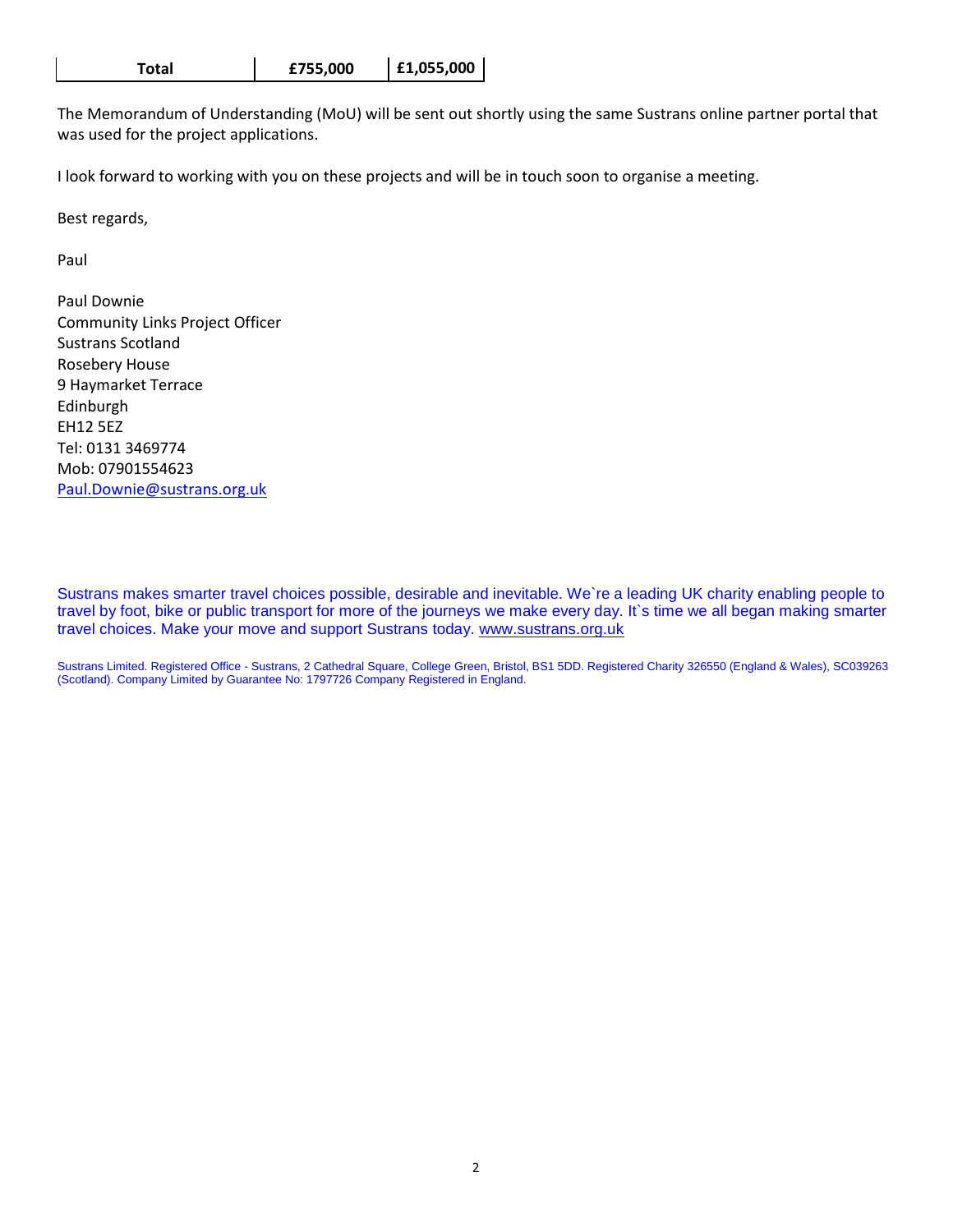| | | |
|---|---|---|
| **Total** | **£755,000** | **£1,055,000** |

The Memorandum of Understanding (MoU) will be sent out shortly using the same Sustrans online partner portal that was used for the project applications.

I look forward to working with you on these projects and will be in touch soon to organise a meeting.

Best regards,

Paul

Paul Downie
Community Links Project Officer
Sustrans Scotland
Rosebery House
9 Haymarket Terrace
Edinburgh
EH12 5EZ
Tel: 0131 3469774
Mob: 07901554623
Paul.Downie@sustrans.org.uk

Sustrans makes smarter travel choices possible, desirable and inevitable. We`re a leading UK charity enabling people to travel by foot, bike or public transport for more of the journeys we make every day. It`s time we all began making smarter travel choices. Make your move and support Sustrans today. www.sustrans.org.uk

Sustrans Limited. Registered Office - Sustrans, 2 Cathedral Square, College Green, Bristol, BS1 5DD. Registered Charity 326550 (England & Wales), SC039263 (Scotland). Company Limited by Guarantee No: 1797726 Company Registered in England.